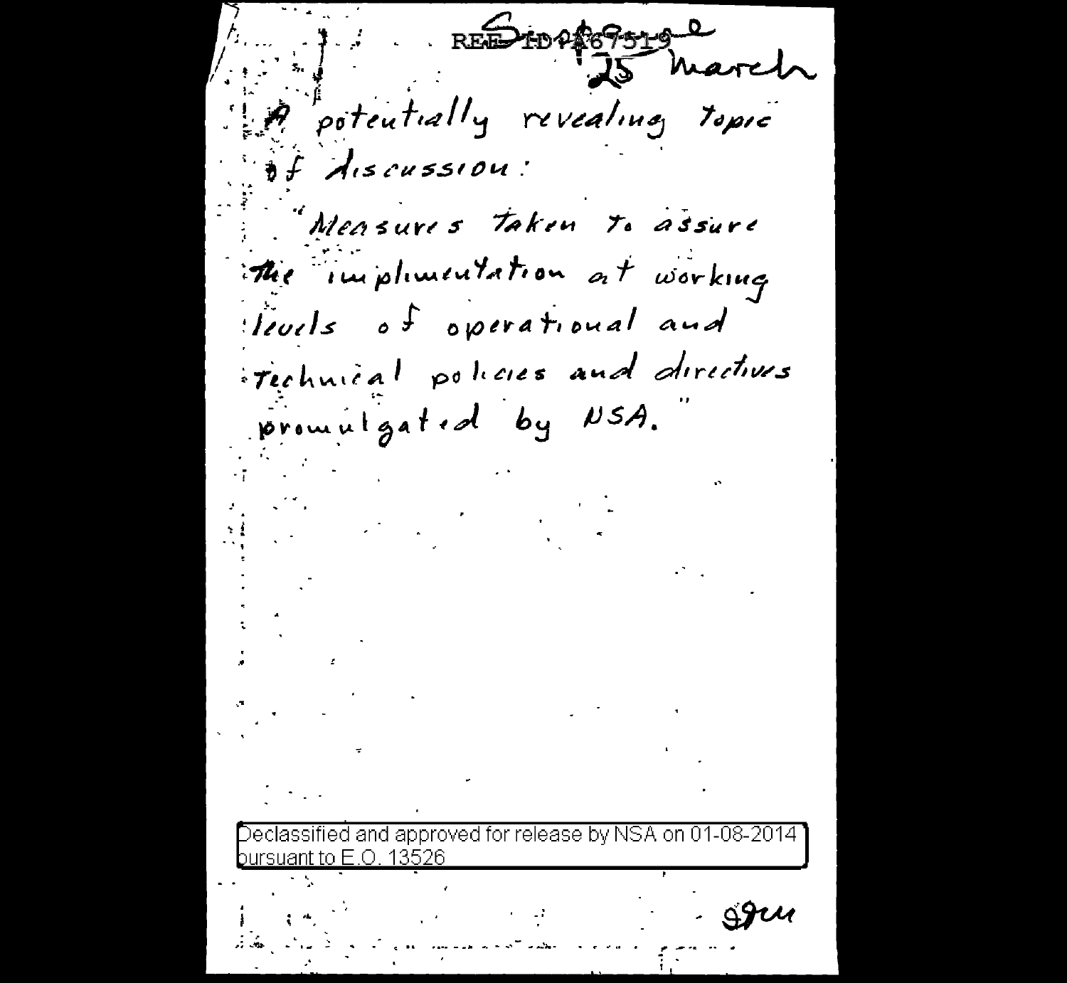REF ID:A67519

25 March

A potentially revealing topic of discussion:

"Measures taken to assure the implimentation at working levels of operational and technical policies and directives promulgated by NSA."

Declassified and approved for release by NSA on 01-08-2014 pursuant to E.O. 13526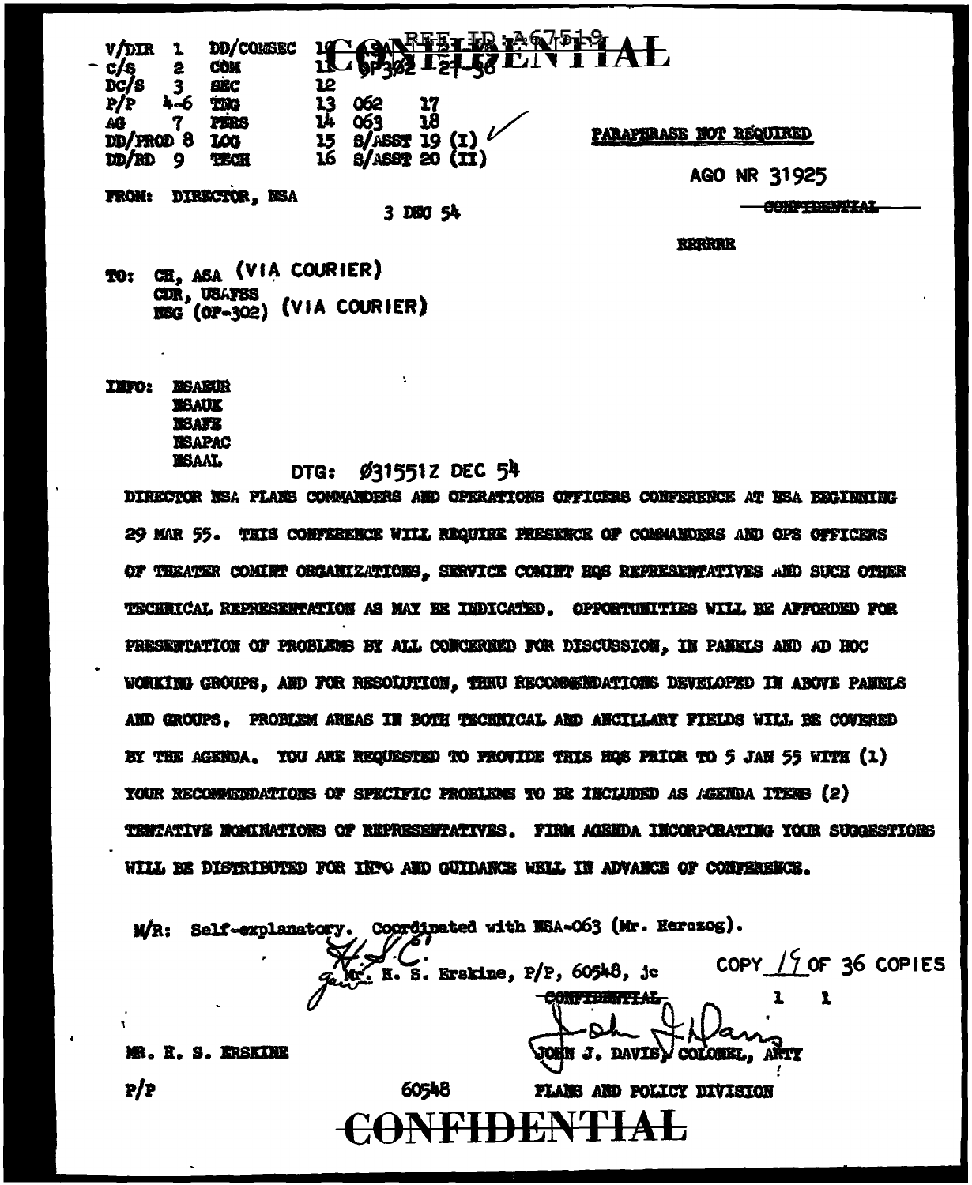REF ID:A67519

CONFIDENTIAL

| | | | | | | | |
|---|---|---|---|---|---|---|---|
| V/DIR | 1 | DD/COMSEC | 10 | | | | |
| C/S | 2 | COM | 11 | OP302 | 27-58 | | |
| DC/S | 3 | SEC | 12 | | | | |
| P/P | 4-6 | TNG | 13 | 062 | 17 | | |
| AG | 7 | PERS | 14 | 063 | 18 | | |
| DD/PROD | 8 | LOG | 15 | S/ASST | 19 (I) | | |
| DD/RD | 9 | TECH | 16 | S/ASST | 20 (II) | | |

PARAPHRASE NOT REQUIRED

AGO NR 31925

~~CONFIDENTIAL~~

RRRRRR

FROM: DIRECTOR, NSA

3 DEC 54

TO: CH, ASA (VIA COURIER)
CDR, USAFSS
NSG (OP-302) (VIA COURIER)

INFO: NSAEUR
NSAUK
NSAFE
NSAPAC
NSAAL

DTG: Ø31551Z DEC 54

DIRECTOR NSA PLANS COMMANDERS AND OPERATIONS OFFICERS CONFERENCE AT NSA BEGINNING 29 MAR 55. THIS CONFERENCE WILL REQUIRE PRESENCE OF COMMANDERS AND OPS OFFICERS OF THEATER COMINT ORGANIZATIONS, SERVICE COMINT HQS REPRESENTATIVES AND SUCH OTHER TECHNICAL REPRESENTATION AS MAY BE INDICATED. OPPORTUNITIES WILL BE AFFORDED FOR PRESENTATION OF PROBLEMS BY ALL CONCERNED FOR DISCUSSION, IN PANELS AND AD HOC WORKING GROUPS, AND FOR RESOLUTION, THRU RECOMMENDATIONS DEVELOPED IN ABOVE PANELS AND GROUPS. PROBLEM AREAS IN BOTH TECHNICAL AND ANCILLARY FIELDS WILL BE COVERED BY THE AGENDA. YOU ARE REQUESTED TO PROVIDE THIS HQS PRIOR TO 5 JAN 55 WITH (1) YOUR RECOMMENDATIONS OF SPECIFIC PROBLEMS TO BE INCLUDED AS AGENDA ITEMS (2) TENTATIVE NOMINATIONS OF REPRESENTATIVES. FIRM AGENDA INCORPORATING YOUR SUGGESTIONS WILL BE DISTRIBUTED FOR INFO AND GUIDANCE WELL IN ADVANCE OF CONFERENCE.

M/R: Self-explanatory. Coordinated with NSA-063 (Mr. Herczog).

Mr. H. S. Erskine, P/P, 60548, jc

COPY 19 OF 36 COPIES

~~CONFIDENTIAL~~ 1 1

MR. H. S. ERSKINE

P/P 60548

JOHN J. DAVIS, COLONEL, ARTY
PLANS AND POLICY DIVISION

CONFIDENTIAL